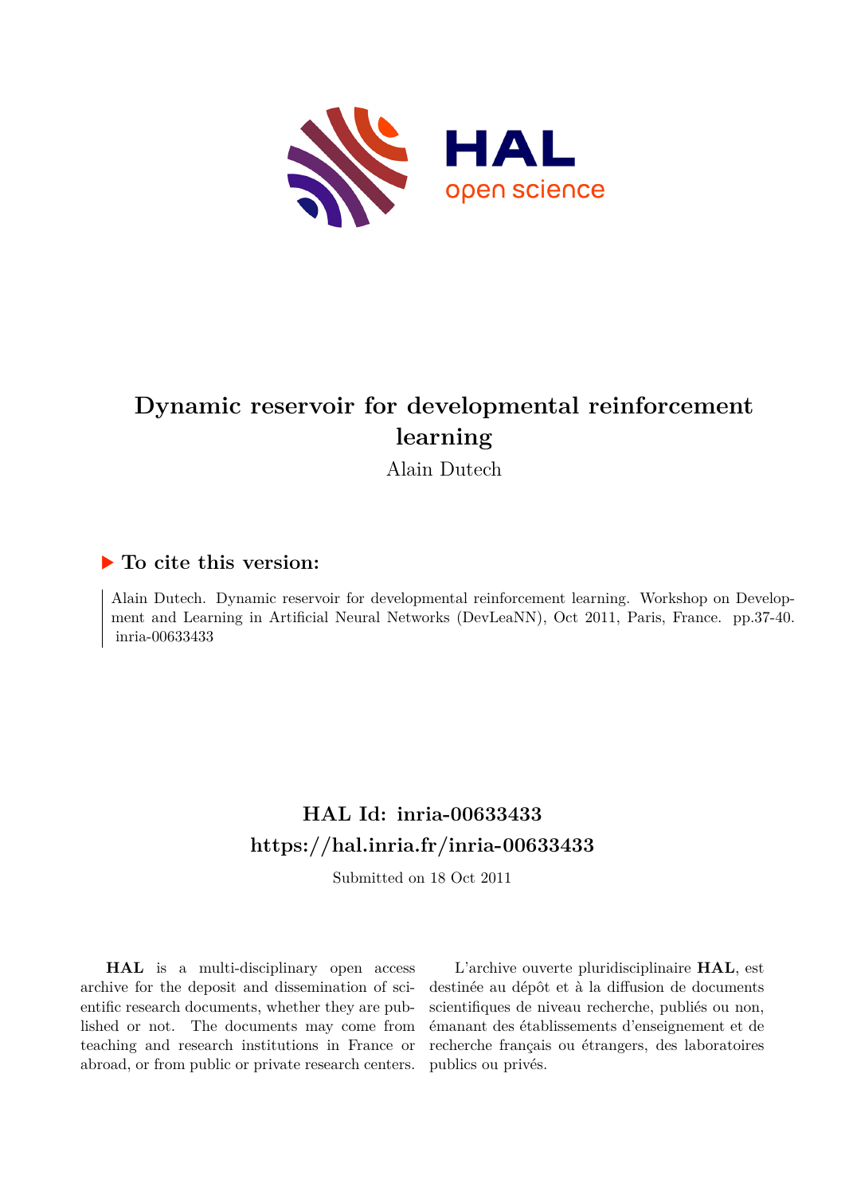# Dynamic reservoir for developmental reinforcement learning

Alain Dutech

## ▶ To cite this version:

Alain Dutech. Dynamic reservoir for developmental reinforcement learning. Workshop on Development and Learning in Artificial Neural Networks (DevLeaNN), Oct 2011, Paris, France. pp.37-40. inria-00633433

## HAL Id: inria-00633433
## https://hal.inria.fr/inria-00633433

Submitted on 18 Oct 2011

**HAL** is a multi-disciplinary open access archive for the deposit and dissemination of scientific research documents, whether they are published or not. The documents may come from teaching and research institutions in France or abroad, or from public or private research centers.

L'archive ouverte pluridisciplinaire **HAL**, est destinée au dépôt et à la diffusion de documents scientifiques de niveau recherche, publiés ou non, émanant des établissements d'enseignement et de recherche français ou étrangers, des laboratoires publics ou privés.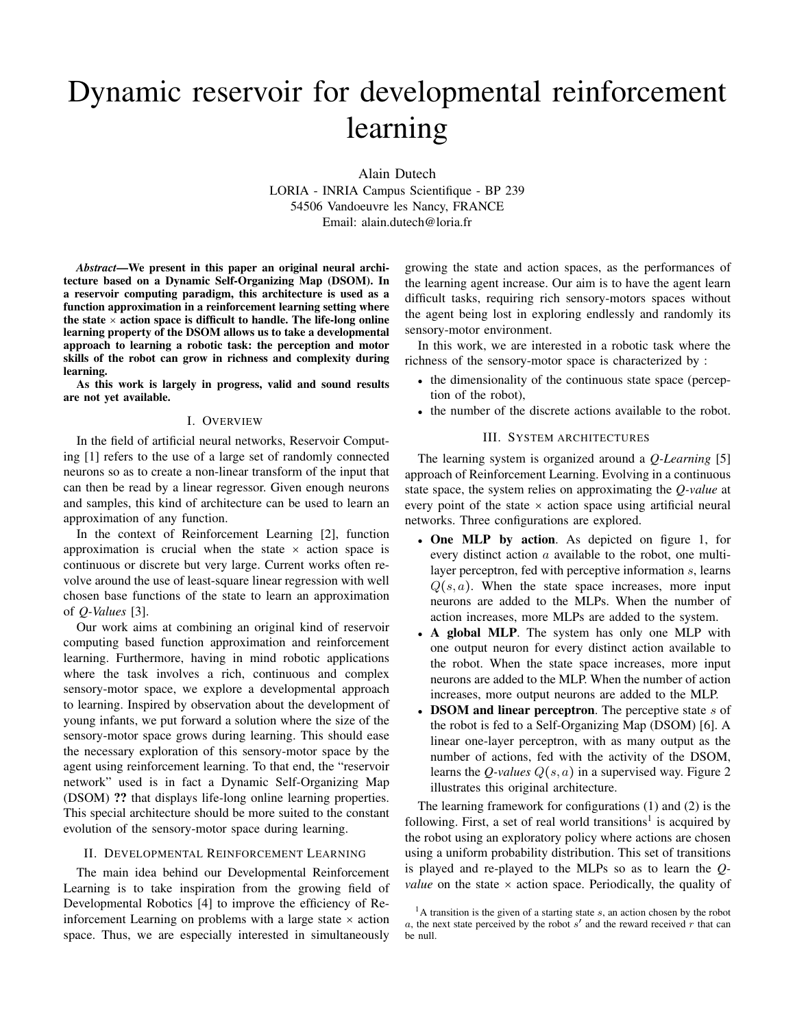# Dynamic reservoir for developmental reinforcement learning

Alain Dutech
LORIA - INRIA Campus Scientifique - BP 239
54506 Vandoeuvre les Nancy, FRANCE
Email: alain.dutech@loria.fr

***Abstract*—We present in this paper an original neural architecture based on a Dynamic Self-Organizing Map (DSOM). In a reservoir computing paradigm, this architecture is used as a function approximation in a reinforcement learning setting where the state × action space is difficult to handle. The life-long online learning property of the DSOM allows us to take a developmental approach to learning a robotic task: the perception and motor skills of the robot can grow in richness and complexity during learning.**

**As this work is largely in progress, valid and sound results are not yet available.**

## I. Overview

In the field of artificial neural networks, Reservoir Computing [1] refers to the use of a large set of randomly connected neurons so as to create a non-linear transform of the input that can then be read by a linear regressor. Given enough neurons and samples, this kind of architecture can be used to learn an approximation of any function.

In the context of Reinforcement Learning [2], function approximation is crucial when the state × action space is continuous or discrete but very large. Current works often revolve around the use of least-square linear regression with well chosen base functions of the state to learn an approximation of *Q-Values* [3].

Our work aims at combining an original kind of reservoir computing based function approximation and reinforcement learning. Furthermore, having in mind robotic applications where the task involves a rich, continuous and complex sensory-motor space, we explore a developmental approach to learning. Inspired by observation about the development of young infants, we put forward a solution where the size of the sensory-motor space grows during learning. This should ease the necessary exploration of this sensory-motor space by the agent using reinforcement learning. To that end, the "reservoir network" used is in fact a Dynamic Self-Organizing Map (DSOM) **??** that displays life-long online learning properties. This special architecture should be more suited to the constant evolution of the sensory-motor space during learning.

## II. Developmental Reinforcement Learning

The main idea behind our Developmental Reinforcement Learning is to take inspiration from the growing field of Developmental Robotics [4] to improve the efficiency of Reinforcement Learning on problems with a large state × action space. Thus, we are especially interested in simultaneously growing the state and action spaces, as the performances of the learning agent increase. Our aim is to have the agent learn difficult tasks, requiring rich sensory-motors spaces without the agent being lost in exploring endlessly and randomly its sensory-motor environment.

In this work, we are interested in a robotic task where the richness of the sensory-motor space is characterized by :

- the dimensionality of the continuous state space (perception of the robot),
- the number of the discrete actions available to the robot.

## III. System architectures

The learning system is organized around a *Q-Learning* [5] approach of Reinforcement Learning. Evolving in a continuous state space, the system relies on approximating the *Q-value* at every point of the state × action space using artificial neural networks. Three configurations are explored.

- **One MLP by action**. As depicted on figure 1, for every distinct action $a$ available to the robot, one multi-layer perceptron, fed with perceptive information $s$, learns $Q(s,a)$. When the state space increases, more input neurons are added to the MLPs. When the number of action increases, more MLPs are added to the system.
- **A global MLP**. The system has only one MLP with one output neuron for every distinct action available to the robot. When the state space increases, more input neurons are added to the MLP. When the number of action increases, more output neurons are added to the MLP.
- **DSOM and linear perceptron**. The perceptive state $s$ of the robot is fed to a Self-Organizing Map (DSOM) [6]. A linear one-layer perceptron, with as many output as the number of actions, fed with the activity of the DSOM, learns the *Q-values* $Q(s,a)$ in a supervised way. Figure 2 illustrates this original architecture.

The learning framework for configurations (1) and (2) is the following. First, a set of real world transitions[1] is acquired by the robot using an exploratory policy where actions are chosen using a uniform probability distribution. This set of transitions is played and re-played to the MLPs so as to learn the *Q-value* on the state × action space. Periodically, the quality of

[1] A transition is the given of a starting state $s$, an action chosen by the robot $a$, the next state perceived by the robot $s'$ and the reward received $r$ that can be null.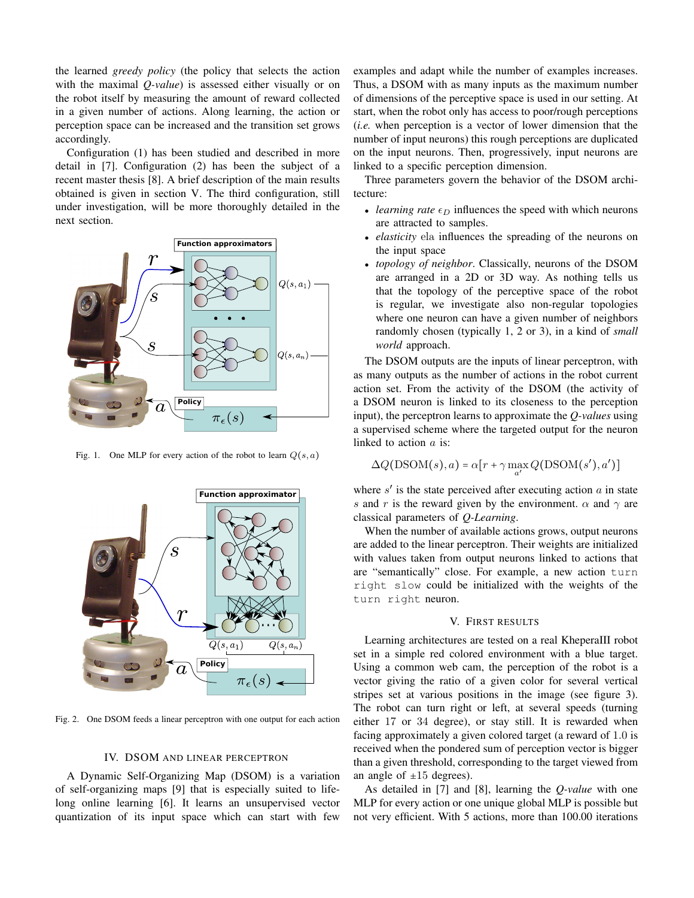the learned *greedy policy* (the policy that selects the action with the maximal *Q-value*) is assessed either visually or on the robot itself by measuring the amount of reward collected in a given number of actions. Along learning, the action or perception space can be increased and the transition set grows accordingly.

Configuration (1) has been studied and described in more detail in [7]. Configuration (2) has been the subject of a recent master thesis [8]. A brief description of the main results obtained is given in section V. The third configuration, still under investigation, will be more thoroughly detailed in the next section.

Function approximators

$r$

$s$

$s$

$Q(s, a_1)$

$Q(s, a_n)$

Policy

$a$

$\pi_\epsilon(s)$

Fig. 1. One MLP for every action of the robot to learn $Q(s, a)$

Function approximator

$s$

$r$

$Q(s, a_1)$

$Q(s, a_n)$

Policy

$a$

$\pi_\epsilon(s)$

Fig. 2. One DSOM feeds a linear perceptron with one output for each action

## IV. DSOM and linear perceptron

A Dynamic Self-Organizing Map (DSOM) is a variation of self-organizing maps [9] that is especially suited to life-long online learning [6]. It learns an unsupervised vector quantization of its input space which can start with few examples and adapt while the number of examples increases. Thus, a DSOM with as many inputs as the maximum number of dimensions of the perceptive space is used in our setting. At start, when the robot only has access to poor/rough perceptions (*i.e.* when perception is a vector of lower dimension that the number of input neurons) this rough perceptions are duplicated on the input neurons. Then, progressively, input neurons are linked to a specific perception dimension.

Three parameters govern the behavior of the DSOM architecture:

- *learning rate* $\epsilon_D$ influences the speed with which neurons are attracted to samples.
- *elasticity* ela influences the spreading of the neurons on the input space
- *topology of neighbor*. Classically, neurons of the DSOM are arranged in a 2D or 3D way. As nothing tells us that the topology of the perceptive space of the robot is regular, we investigate also non-regular topologies where one neuron can have a given number of neighbors randomly chosen (typically 1, 2 or 3), in a kind of *small world* approach.

The DSOM outputs are the inputs of linear perceptron, with as many outputs as the number of actions in the robot current action set. From the activity of the DSOM (the activity of a DSOM neuron is linked to its closeness to the perception input), the perceptron learns to approximate the *Q-values* using a supervised scheme where the targeted output for the neuron linked to action $a$ is:

$$\Delta Q(\text{DSOM}(s), a) = \alpha[r + \gamma \max_{a'} Q(\text{DSOM}(s'), a')]$$

where $s'$ is the state perceived after executing action $a$ in state $s$ and $r$ is the reward given by the environment. $\alpha$ and $\gamma$ are classical parameters of *Q-Learning*.

When the number of available actions grows, output neurons are added to the linear perceptron. Their weights are initialized with values taken from output neurons linked to actions that are "semantically" close. For example, a new action `turn right slow` could be initialized with the weights of the `turn right` neuron.

## V. First results

Learning architectures are tested on a real KheperaIII robot set in a simple red colored environment with a blue target. Using a common web cam, the perception of the robot is a vector giving the ratio of a given color for several vertical stripes set at various positions in the image (see figure 3). The robot can turn right or left, at several speeds (turning either 17 or 34 degree), or stay still. It is rewarded when facing approximately a given colored target (a reward of 1.0 is received when the pondered sum of perception vector is bigger than a given threshold, corresponding to the target viewed from an angle of ±15 degrees).

As detailed in [7] and [8], learning the *Q-value* with one MLP for every action or one unique global MLP is possible but not very efficient. With 5 actions, more than 100.00 iterations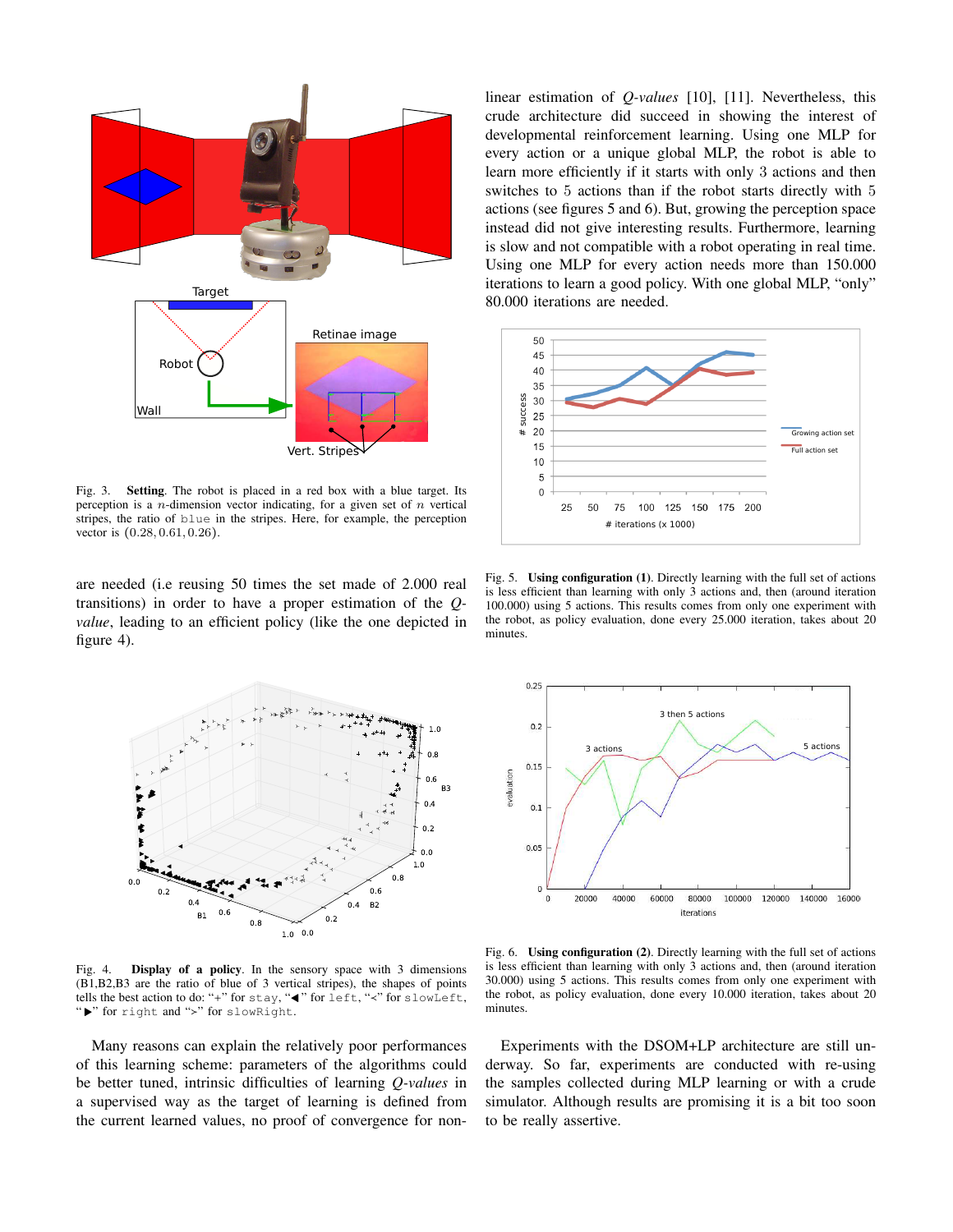Target

Robot

Wall

Retinae image

Vert. Stripes

Fig. 3. **Setting**. The robot is placed in a red box with a blue target. Its perception is a $n$-dimension vector indicating, for a given set of $n$ vertical stripes, the ratio of `blue` in the stripes. Here, for example, the perception vector is $(0.28, 0.61, 0.26)$.

are needed (i.e reusing 50 times the set made of 2.000 real transitions) in order to have a proper estimation of the *Q-value*, leading to an efficient policy (like the one depicted in figure 4).

1.0
0.8
0.6
0.4
0.2
0.0
B3
0.0
0.2
0.4
B1
0.6
0.8
1.0
1.0
0.8
0.6
0.4
B2
0.2
0.0

Fig. 4. **Display of a policy**. In the sensory space with 3 dimensions (B1,B2,B3 are the ratio of blue of 3 vertical stripes), the shapes of points tells the best action to do: "+" for `stay`, "◀" for `left`, "<" for `slowLeft`, "▶" for `right` and ">" for `slowRight`.

Many reasons can explain the relatively poor performances of this learning scheme: parameters of the algorithms could be better tuned, intrinsic difficulties of learning *Q-values* in a supervised way as the target of learning is defined from the current learned values, no proof of convergence for non-linear estimation of *Q-values* [10], [11]. Nevertheless, this crude architecture did succeed in showing the interest of developmental reinforcement learning. Using one MLP for every action or a unique global MLP, the robot is able to learn more efficiently if it starts with only 3 actions and then switches to 5 actions than if the robot starts directly with 5 actions (see figures 5 and 6). But, growing the perception space instead did not give interesting results. Furthermore, learning is slow and not compatible with a robot operating in real time. Using one MLP for every action needs more than 150.000 iterations to learn a good policy. With one global MLP, "only" 80.000 iterations are needed.

50
45
40
35
30
25
20
15
10
5
0
# success
25 50 75 100 125 150 175 200
# iterations (x 1000)
Growing action set
Full action set

Fig. 5. **Using configuration (1)**. Directly learning with the full set of actions is less efficient than learning with only 3 actions and, then (around iteration 100.000) using 5 actions. This results comes from only one experiment with the robot, as policy evaluation, done every 25.000 iteration, takes about 20 minutes.

0.25
0.2
0.15
0.1
0.05
0
evaluation
0 20000 40000 60000 80000 100000 120000 140000 160000
iterations
3 then 5 actions
3 actions
5 actions

Fig. 6. **Using configuration (2)**. Directly learning with the full set of actions is less efficient than learning with only 3 actions and, then (around iteration 30.000) using 5 actions. This results comes from only one experiment with the robot, as policy evaluation, done every 10.000 iteration, takes about 20 minutes.

Experiments with the DSOM+LP architecture are still underway. So far, experiments are conducted with re-using the samples collected during MLP learning or with a crude simulator. Although results are promising it is a bit too soon to be really assertive.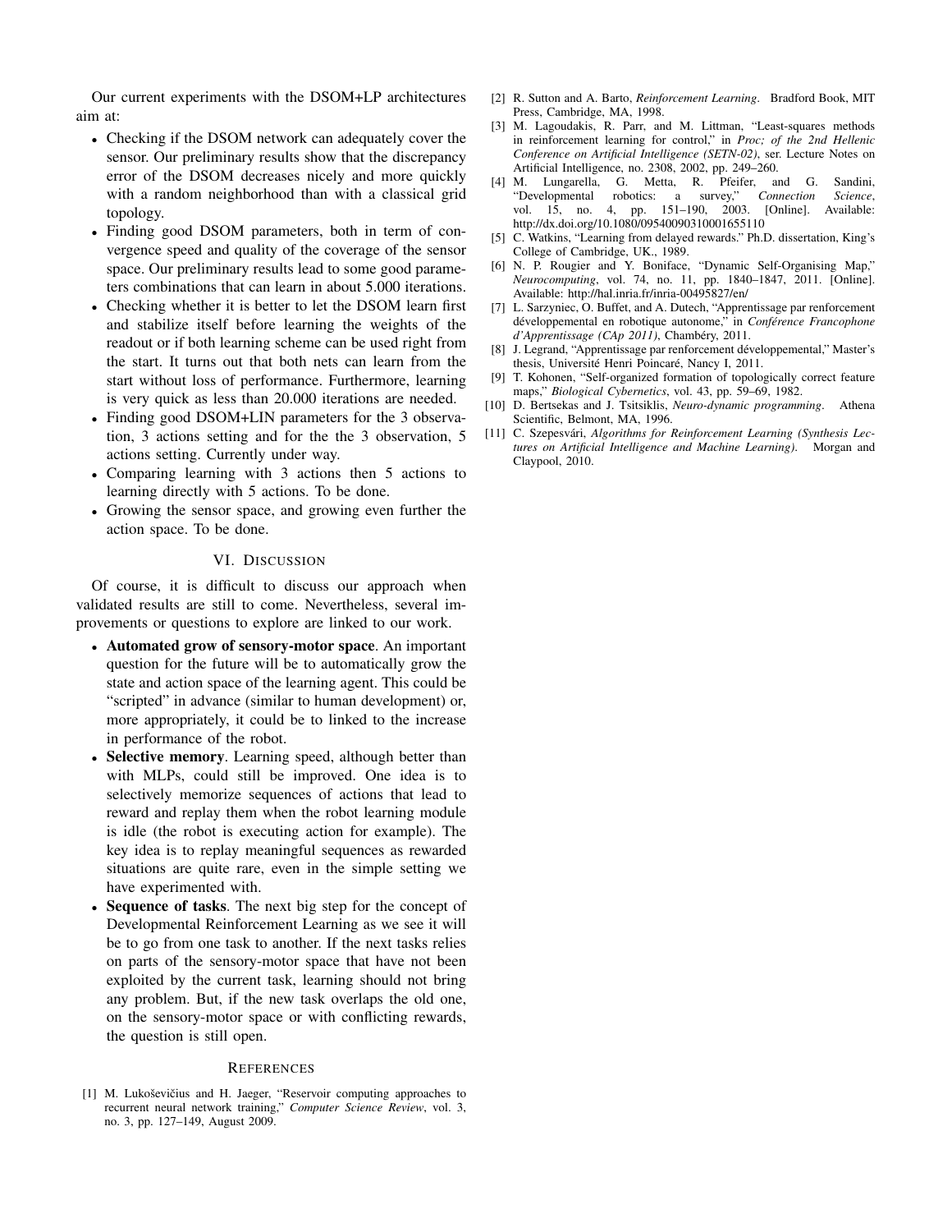Our current experiments with the DSOM+LP architectures aim at:

- Checking if the DSOM network can adequately cover the sensor. Our preliminary results show that the discrepancy error of the DSOM decreases nicely and more quickly with a random neighborhood than with a classical grid topology.
- Finding good DSOM parameters, both in term of convergence speed and quality of the coverage of the sensor space. Our preliminary results lead to some good parameters combinations that can learn in about 5.000 iterations.
- Checking whether it is better to let the DSOM learn first and stabilize itself before learning the weights of the readout or if both learning scheme can be used right from the start. It turns out that both nets can learn from the start without loss of performance. Furthermore, learning is very quick as less than 20.000 iterations are needed.
- Finding good DSOM+LIN parameters for the 3 observation, 3 actions setting and for the the 3 observation, 5 actions setting. Currently under way.
- Comparing learning with 3 actions then 5 actions to learning directly with 5 actions. To be done.
- Growing the sensor space, and growing even further the action space. To be done.

## VI. Discussion

Of course, it is difficult to discuss our approach when validated results are still to come. Nevertheless, several improvements or questions to explore are linked to our work.

- **Automated grow of sensory-motor space**. An important question for the future will be to automatically grow the state and action space of the learning agent. This could be "scripted" in advance (similar to human development) or, more appropriately, it could be to linked to the increase in performance of the robot.
- **Selective memory**. Learning speed, although better than with MLPs, could still be improved. One idea is to selectively memorize sequences of actions that lead to reward and replay them when the robot learning module is idle (the robot is executing action for example). The key idea is to replay meaningful sequences as rewarded situations are quite rare, even in the simple setting we have experimented with.
- **Sequence of tasks**. The next big step for the concept of Developmental Reinforcement Learning as we see it will be to go from one task to another. If the next tasks relies on parts of the sensory-motor space that have not been exploited by the current task, learning should not bring any problem. But, if the new task overlaps the old one, on the sensory-motor space or with conflicting rewards, the question is still open.

## References

[1] M. Lukoševičius and H. Jaeger, "Reservoir computing approaches to recurrent neural network training," *Computer Science Review*, vol. 3, no. 3, pp. 127–149, August 2009.

[2] R. Sutton and A. Barto, *Reinforcement Learning*. Bradford Book, MIT Press, Cambridge, MA, 1998.

[3] M. Lagoudakis, R. Parr, and M. Littman, "Least-squares methods in reinforcement learning for control," in *Proc; of the 2nd Hellenic Conference on Artificial Intelligence (SETN-02)*, ser. Lecture Notes on Artificial Intelligence, no. 2308, 2002, pp. 249–260.

[4] M. Lungarella, G. Metta, R. Pfeifer, and G. Sandini, "Developmental robotics: a survey," *Connection Science*, vol. 15, no. 4, pp. 151–190, 2003. [Online]. Available: http://dx.doi.org/10.1080/09540090310001655110

[5] C. Watkins, "Learning from delayed rewards." Ph.D. dissertation, King's College of Cambridge, UK., 1989.

[6] N. P. Rougier and Y. Boniface, "Dynamic Self-Organising Map," *Neurocomputing*, vol. 74, no. 11, pp. 1840–1847, 2011. [Online]. Available: http://hal.inria.fr/inria-00495827/en/

[7] L. Sarzyniec, O. Buffet, and A. Dutech, "Apprentissage par renforcement développemental en robotique autonome," in *Conférence Francophone d'Apprentissage (CAp 2011)*, Chambéry, 2011.

[8] J. Legrand, "Apprentissage par renforcement développemental," Master's thesis, Université Henri Poincaré, Nancy I, 2011.

[9] T. Kohonen, "Self-organized formation of topologically correct feature maps," *Biological Cybernetics*, vol. 43, pp. 59–69, 1982.

[10] D. Bertsekas and J. Tsitsiklis, *Neuro-dynamic programming*. Athena Scientific, Belmont, MA, 1996.

[11] C. Szepesvári, *Algorithms for Reinforcement Learning (Synthesis Lectures on Artificial Intelligence and Machine Learning)*. Morgan and Claypool, 2010.